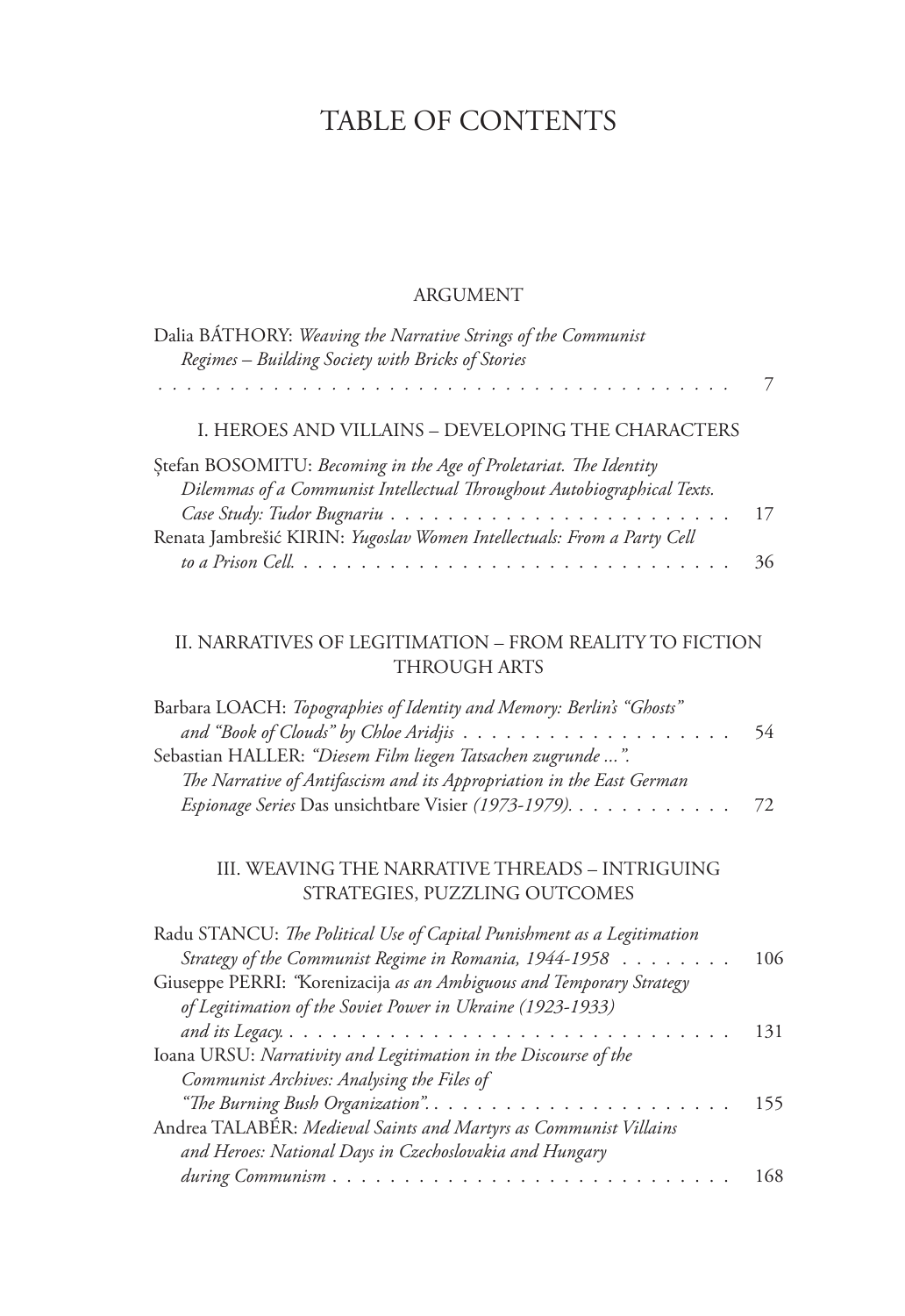# TABLE OF CONTENTS

## ARGUMENT

Dalia BÁTHORY: *Weaving the Narrative Strings of the Communist Regimes – Building Society with Bricks of Stories* . . . . . . . . . . 7

## I. HEROES AND VILLAINS – DEVELOPING THE CHARACTERS

Ştefan BOSOMITU: *Becoming in the Age of Proletariat. The Identity Dilemmas of a Communist Intellectual Throughout Autobiographical Texts. Case Study: Tudor Bugnariu* . . . . . . . . . . 17

Renata Jambrešić KIRIN: *Yugoslav Women Intellectuals: From a Party Cell to a Prison Cell.* . . . . . . . . . . 36

## II. NARRATIVES OF LEGITIMATION – FROM REALITY TO FICTION THROUGH ARTS

Barbara LOACH: *Topographies of Identity and Memory: Berlin's "Ghosts" and "Book of Clouds" by Chloe Aridjis* . . . . . . . . . . 54

Sebastian HALLER: *"Diesem Film liegen Tatsachen zugrunde ...". The Narrative of Antifascism and its Appropriation in the East German Espionage Series* Das unsichtbare Visier *(1973-1979).* . . . . . . . . . . 72

## III. WEAVING THE NARRATIVE THREADS – INTRIGUING STRATEGIES, PUZZLING OUTCOMES

Radu STANCU: *The Political Use of Capital Punishment as a Legitimation Strategy of the Communist Regime in Romania, 1944-1958* . . . . . . . . . . 106

Giuseppe PERRI: *"*Korenizacija *as an Ambiguous and Temporary Strategy of Legitimation of the Soviet Power in Ukraine (1923-1933) and its Legacy.* . . . . . . . . . . 131

Ioana URSU: *Narrativity and Legitimation in the Discourse of the Communist Archives: Analysing the Files of "The Burning Bush Organization".* . . . . . . . . . . 155

Andrea TALABÉR: *Medieval Saints and Martyrs as Communist Villains and Heroes: National Days in Czechoslovakia and Hungary during Communism* . . . . . . . . . . 168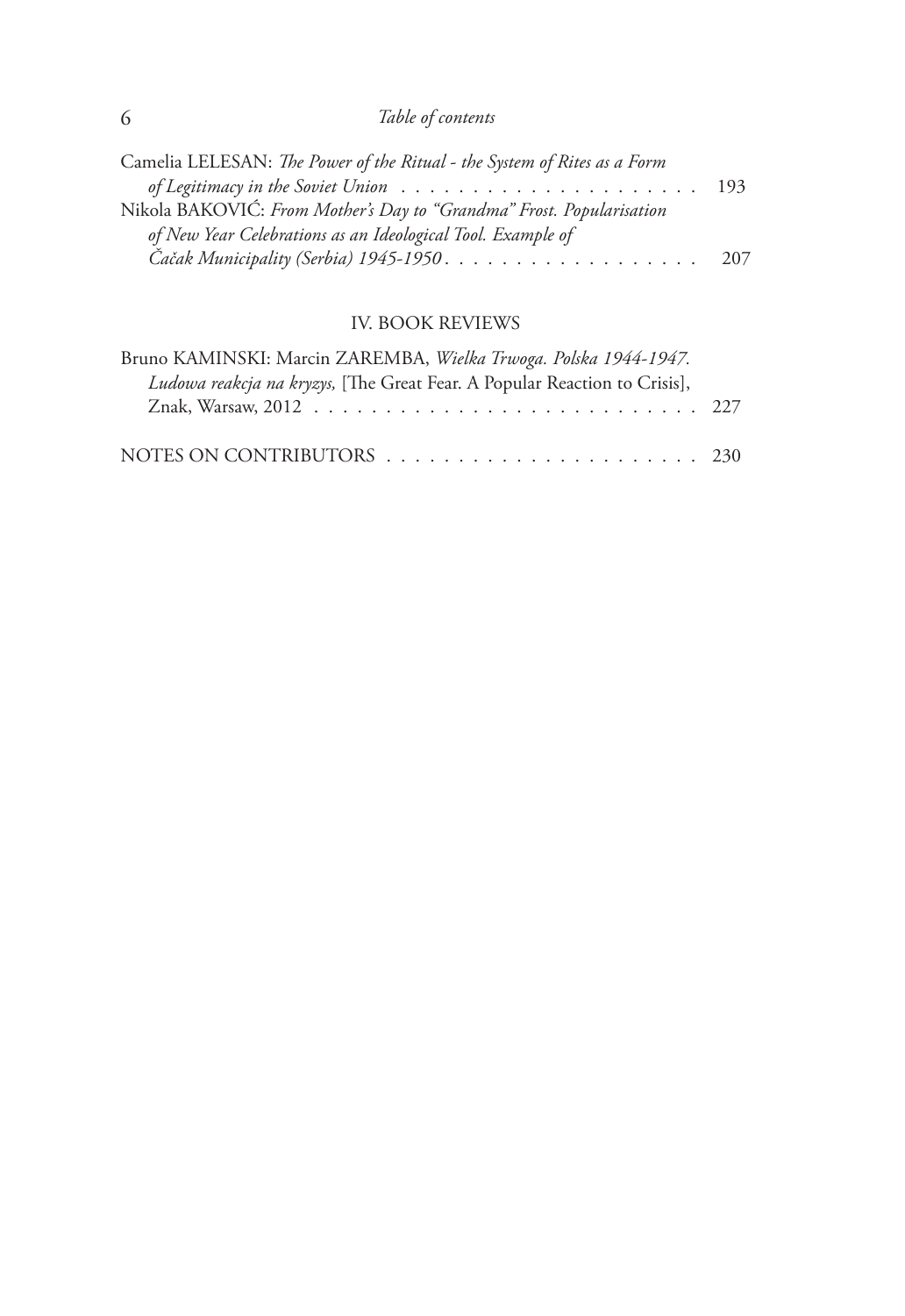Camelia LELESAN: *The Power of the Ritual - the System of Rites as a Form of Legitimacy in the Soviet Union* . . . . . . . . . . . . . . . . . . . . . 193

Nikola BAKOVIĆ: *From Mother's Day to "Grandma" Frost. Popularisation of New Year Celebrations as an Ideological Tool. Example of Čačak Municipality (Serbia) 1945-1950* . . . . . . . . . . . . . . . . . 207

## IV. BOOK REVIEWS

Bruno KAMINSKI: Marcin ZAREMBA, *Wielka Trwoga. Polska 1944-1947. Ludowa reakcja na kryzys,* [The Great Fear. A Popular Reaction to Crisis], Znak, Warsaw, 2012 . . . . . . . . . . . . . . . . . . . . . . . . . . 227

NOTES ON CONTRIBUTORS . . . . . . . . . . . . . . . . . . . . . 230